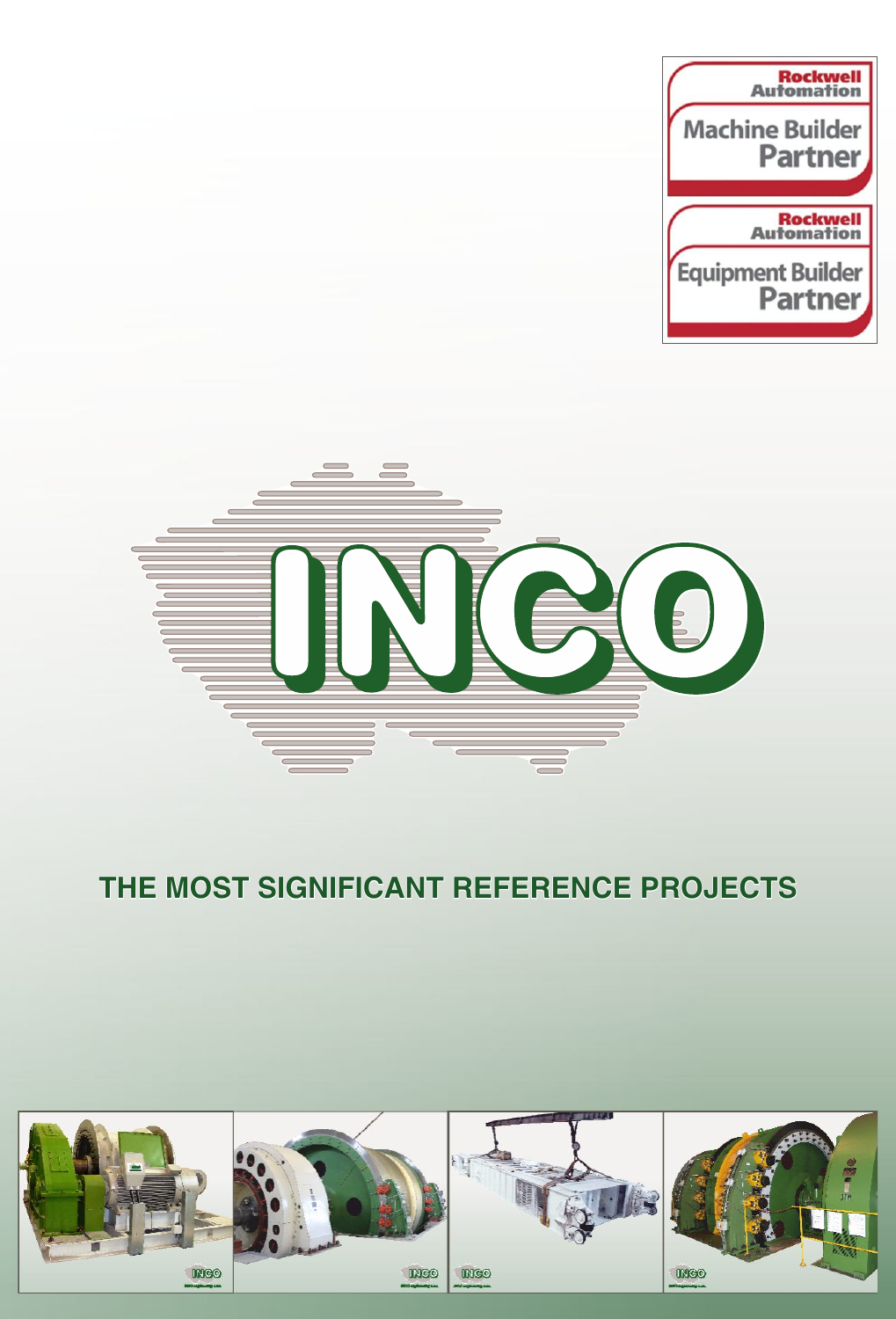Rockwell Automation
Machine Builder Partner

Rockwell Automation
Equipment Builder Partner

INCO

# THE MOST SIGNIFICANT REFERENCE PROJECTS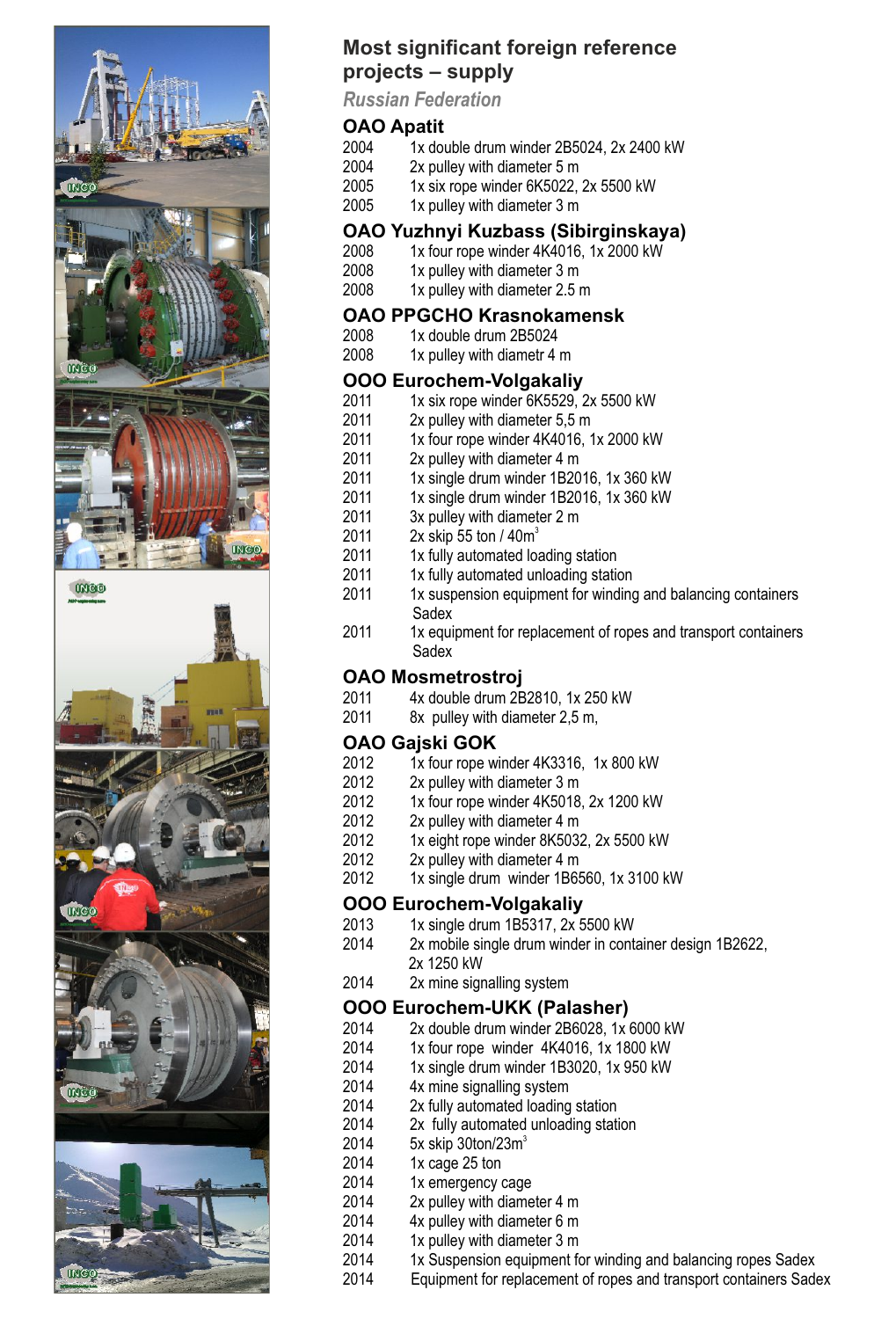## Most significant foreign reference projects – supply

*Russian Federation*

### OAO Apatit

2004 1x double drum winder 2B5024, 2x 2400 kW
2004 2x pulley with diameter 5 m
2005 1x six rope winder 6K5022, 2x 5500 kW
2005 1x pulley with diameter 3 m

### OAO Yuzhnyi Kuzbass (Sibirginskaya)

2008 1x four rope winder 4K4016, 1x 2000 kW
2008 1x pulley with diameter 3 m
2008 1x pulley with diameter 2.5 m

### OAO PPGCHO Krasnokamensk

2008 1x double drum 2B5024
2008 1x pulley with diametr 4 m

### OOO Eurochem-Volgakaliy

2011 1x six rope winder 6K5529, 2x 5500 kW
2011 2x pulley with diameter 5,5 m
2011 1x four rope winder 4K4016, 1x 2000 kW
2011 2x pulley with diameter 4 m
2011 1x single drum winder 1B2016, 1x 360 kW
2011 1x single drum winder 1B2016, 1x 360 kW
2011 3x pulley with diameter 2 m
2011 2x skip 55 ton / 40m$^3$
2011 1x fully automated loading station
2011 1x fully automated unloading station
2011 1x suspension equipment for winding and balancing containers Sadex
2011 1x equipment for replacement of ropes and transport containers Sadex

### OAO Mosmetrostroj

2011 4x double drum 2B2810, 1x 250 kW
2011 8x pulley with diameter 2,5 m,

### OAO Gajski GOK

2012 1x four rope winder 4K3316, 1x 800 kW
2012 2x pulley with diameter 3 m
2012 1x four rope winder 4K5018, 2x 1200 kW
2012 2x pulley with diameter 4 m
2012 1x eight rope winder 8K5032, 2x 5500 kW
2012 2x pulley with diameter 4 m
2012 1x single drum winder 1B6560, 1x 3100 kW

### OOO Eurochem-Volgakaliy

2013 1x single drum 1B5317, 2x 5500 kW
2014 2x mobile single drum winder in container design 1B2622, 2x 1250 kW
2014 2x mine signalling system

### OOO Eurochem-UKK (Palasher)

2014 2x double drum winder 2B6028, 1x 6000 kW
2014 1x four rope winder 4K4016, 1x 1800 kW
2014 1x single drum winder 1B3020, 1x 950 kW
2014 4x mine signalling system
2014 2x fully automated loading station
2014 2x fully automated unloading station
2014 5x skip 30ton/23m$^3$
2014 1x cage 25 ton
2014 1x emergency cage
2014 2x pulley with diameter 4 m
2014 4x pulley with diameter 6 m
2014 1x pulley with diameter 3 m
2014 1x Suspension equipment for winding and balancing ropes Sadex
2014 Equipment for replacement of ropes and transport containers Sadex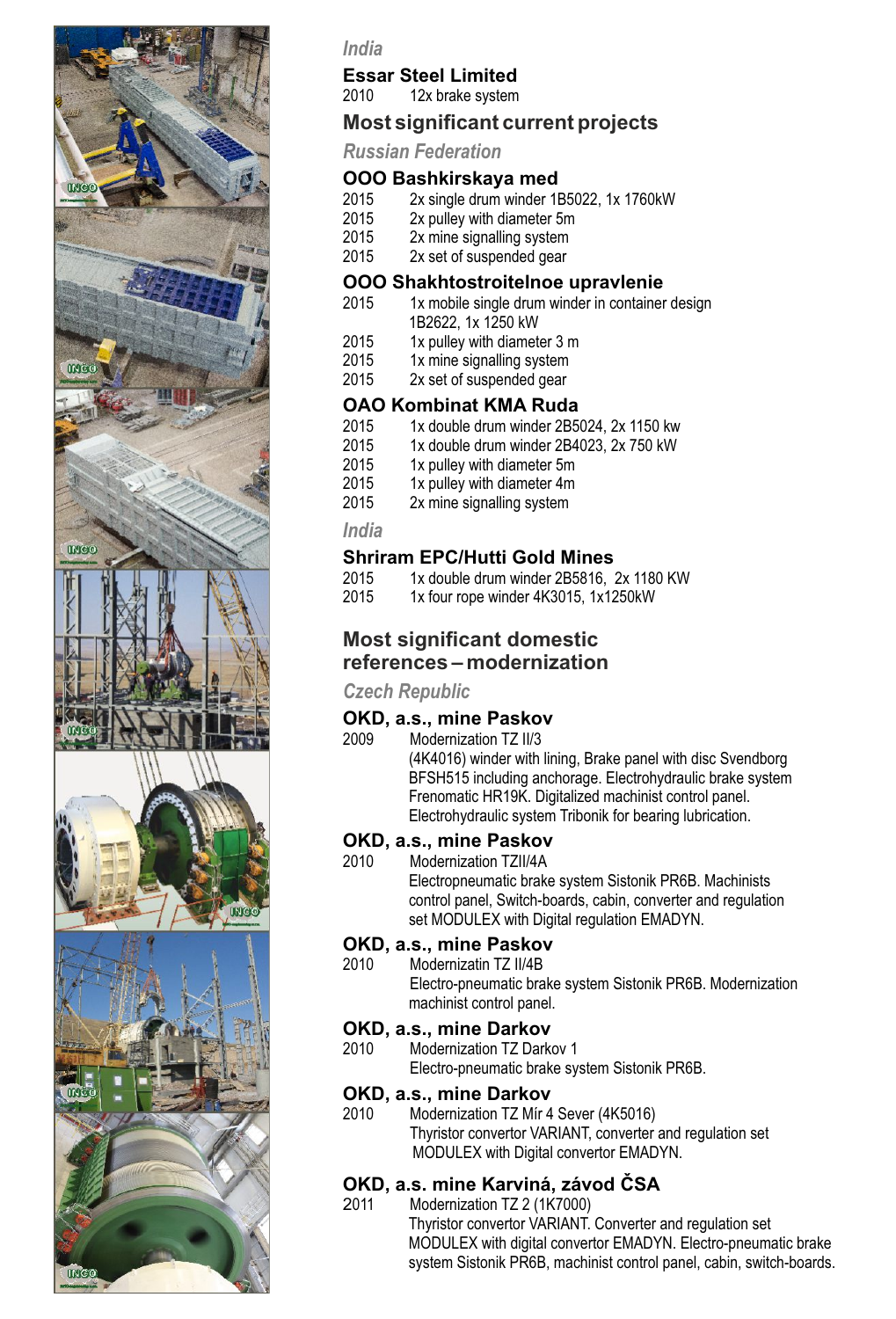*India*

### Essar Steel Limited

2010 12x brake system

## Most significant current projects

*Russian Federation*

### OOO Bashkirskaya med

2015 2x single drum winder 1B5022, 1x 1760kW
2015 2x pulley with diameter 5m
2015 2x mine signalling system
2015 2x set of suspended gear

### OOO Shakhtostroitelnoe upravlenie

2015 1x mobile single drum winder in container design 1B2622, 1x 1250 kW
2015 1x pulley with diameter 3 m
2015 1x mine signalling system
2015 2x set of suspended gear

### OAO Kombinat KMA Ruda

2015 1x double drum winder 2B5024, 2x 1150 kw
2015 1x double drum winder 2B4023, 2x 750 kW
2015 1x pulley with diameter 5m
2015 1x pulley with diameter 4m
2015 2x mine signalling system

*India*

### Shriram EPC/Hutti Gold Mines

2015 1x double drum winder 2B5816, 2x 1180 KW
2015 1x four rope winder 4K3015, 1x1250kW

## Most significant domestic references – modernization

*Czech Republic*

### OKD, a.s., mine Paskov

2009 Modernization TZ II/3
(4K4016) winder with lining, Brake panel with disc Svendborg BFSH515 including anchorage. Electrohydraulic brake system Frenomatic HR19K. Digitalized machinist control panel. Electrohydraulic system Tribonik for bearing lubrication.

### OKD, a.s., mine Paskov

2010 Modernization TZII/4A
Electropneumatic brake system Sistonik PR6B. Machinists control panel, Switch-boards, cabin, converter and regulation set MODULEX with Digital regulation EMADYN.

### OKD, a.s., mine Paskov

2010 Modernizatin TZ II/4B
Electro-pneumatic brake system Sistonik PR6B. Modernization machinist control panel.

### OKD, a.s., mine Darkov

2010 Modernization TZ Darkov 1
Electro-pneumatic brake system Sistonik PR6B.

### OKD, a.s., mine Darkov

2010 Modernization TZ Mír 4 Sever (4K5016)
Thyristor convertor VARIANT, converter and regulation set MODULEX with Digital convertor EMADYN.

### OKD, a.s. mine Karviná, závod ČSA

2011 Modernization TZ 2 (1K7000)
Thyristor convertor VARIANT. Converter and regulation set MODULEX with digital convertor EMADYN. Electro-pneumatic brake system Sistonik PR6B, machinist control panel, cabin, switch-boards.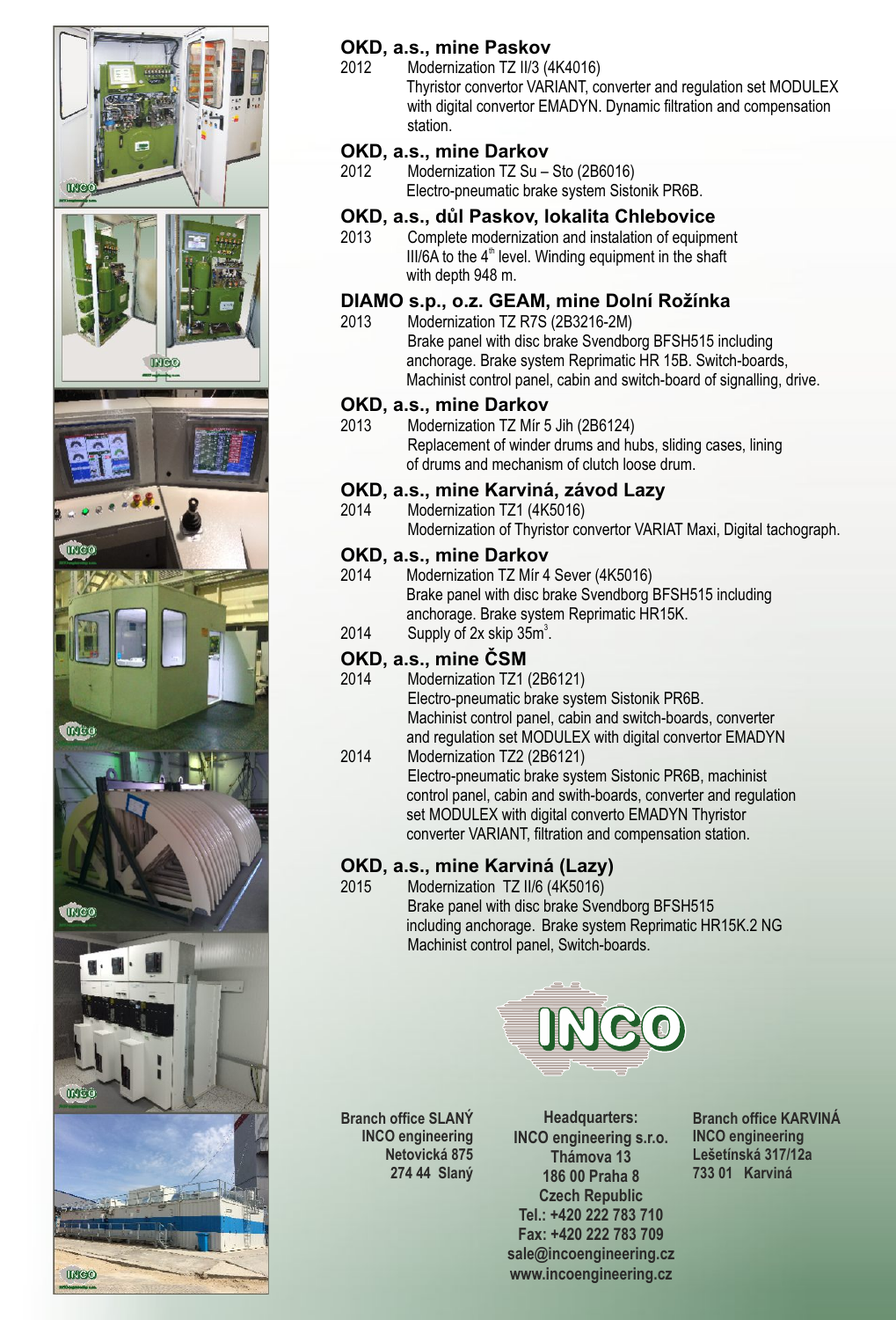## OKD, a.s., mine Paskov

2012 Modernization TZ II/3 (4K4016)
Thyristor convertor VARIANT, converter and regulation set MODULEX with digital convertor EMADYN. Dynamic filtration and compensation station.

## OKD, a.s., mine Darkov

2012 Modernization TZ Su – Sto (2B6016)
Electro-pneumatic brake system Sistonik PR6B.

## OKD, a.s., důl Paskov, lokalita Chlebovice

2013 Complete modernization and instalation of equipment III/6A to the 4[th] level. Winding equipment in the shaft with depth 948 m.

## DIAMO s.p., o.z. GEAM, mine Dolní Rožínka

2013 Modernization TZ R7S (2B3216-2M)
Brake panel with disc brake Svendborg BFSH515 including anchorage. Brake system Reprimatic HR 15B. Switch-boards, Machinist control panel, cabin and switch-board of signalling, drive.

## OKD, a.s., mine Darkov

2013 Modernization TZ Mír 5 Jih (2B6124)
Replacement of winder drums and hubs, sliding cases, lining of drums and mechanism of clutch loose drum.

## OKD, a.s., mine Karviná, závod Lazy

2014 Modernization TZ1 (4K5016)
Modernization of Thyristor convertor VARIAT Maxi, Digital tachograph.

## OKD, a.s., mine Darkov

2014 Modernization TZ Mír 4 Sever (4K5016)
Brake panel with disc brake Svendborg BFSH515 including anchorage. Brake system Reprimatic HR15K.

2014 Supply of 2x skip 35m$^3$.

## OKD, a.s., mine ČSM

2014 Modernization TZ1 (2B6121)
Electro-pneumatic brake system Sistonik PR6B.
Machinist control panel, cabin and switch-boards, converter and regulation set MODULEX with digital convertor EMADYN

2014 Modernization TZ2 (2B6121)
Electro-pneumatic brake system Sistonik PR6B, machinist control panel, cabin and swith-boards, converter and regulation set MODULEX with digital converto EMADYN Thyristor converter VARIANT, filtration and compensation station.

## OKD, a.s., mine Karviná (Lazy)

2015 Modernization TZ II/6 (4K5016)
Brake panel with disc brake Svendborg BFSH515 including anchorage. Brake system Reprimatic HR15K.2 NG
Machinist control panel, Switch-boards.

INCO

**Branch office SLANÝ**
**INCO engineering**
**Netovická 875**
**274 44 Slaný**

**Headquarters:**
**INCO engineering s.r.o.**
**Thámova 13**
**186 00 Praha 8**
**Czech Republic**
**Tel.: +420 222 783 710**
**Fax: +420 222 783 709**
**sale@incoengineering.cz**
**www.incoengineering.cz**

**Branch office KARVINÁ**
**INCO engineering**
**Lešetínská 317/12a**
**733 01 Karviná**